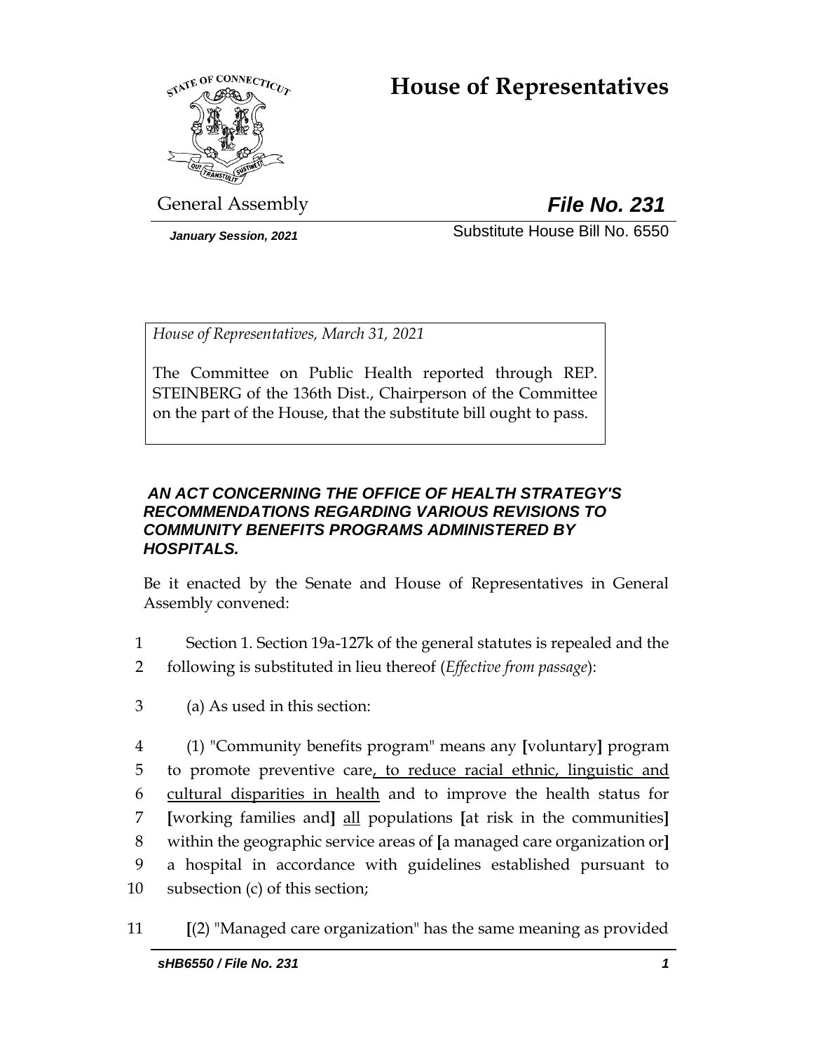# House of Representatives

General Assembly

***File No. 231***

*January Session, 2021*

Substitute House Bill No. 6550

*House of Representatives, March 31, 2021*

The Committee on Public Health reported through REP. STEINBERG of the 136th Dist., Chairperson of the Committee on the part of the House, that the substitute bill ought to pass.

***AN ACT CONCERNING THE OFFICE OF HEALTH STRATEGY'S RECOMMENDATIONS REGARDING VARIOUS REVISIONS TO COMMUNITY BENEFITS PROGRAMS ADMINISTERED BY HOSPITALS.***

Be it enacted by the Senate and House of Representatives in General Assembly convened:

1 Section 1. Section 19a-127k of the general statutes is repealed and the
2 following is substituted in lieu thereof (*Effective from passage*):

3 (a) As used in this section:

4 (1) "Community benefits program" means any **[**voluntary**]** program
5 to promote preventive care, to reduce racial ethnic, linguistic and
6 cultural disparities in health and to improve the health status for
7 **[**working families and**]** all populations **[**at risk in the communities**]**
8 within the geographic service areas of **[**a managed care organization or**]**
9 a hospital in accordance with guidelines established pursuant to
10 subsection (c) of this section;

11 **[**(2) "Managed care organization" has the same meaning as provided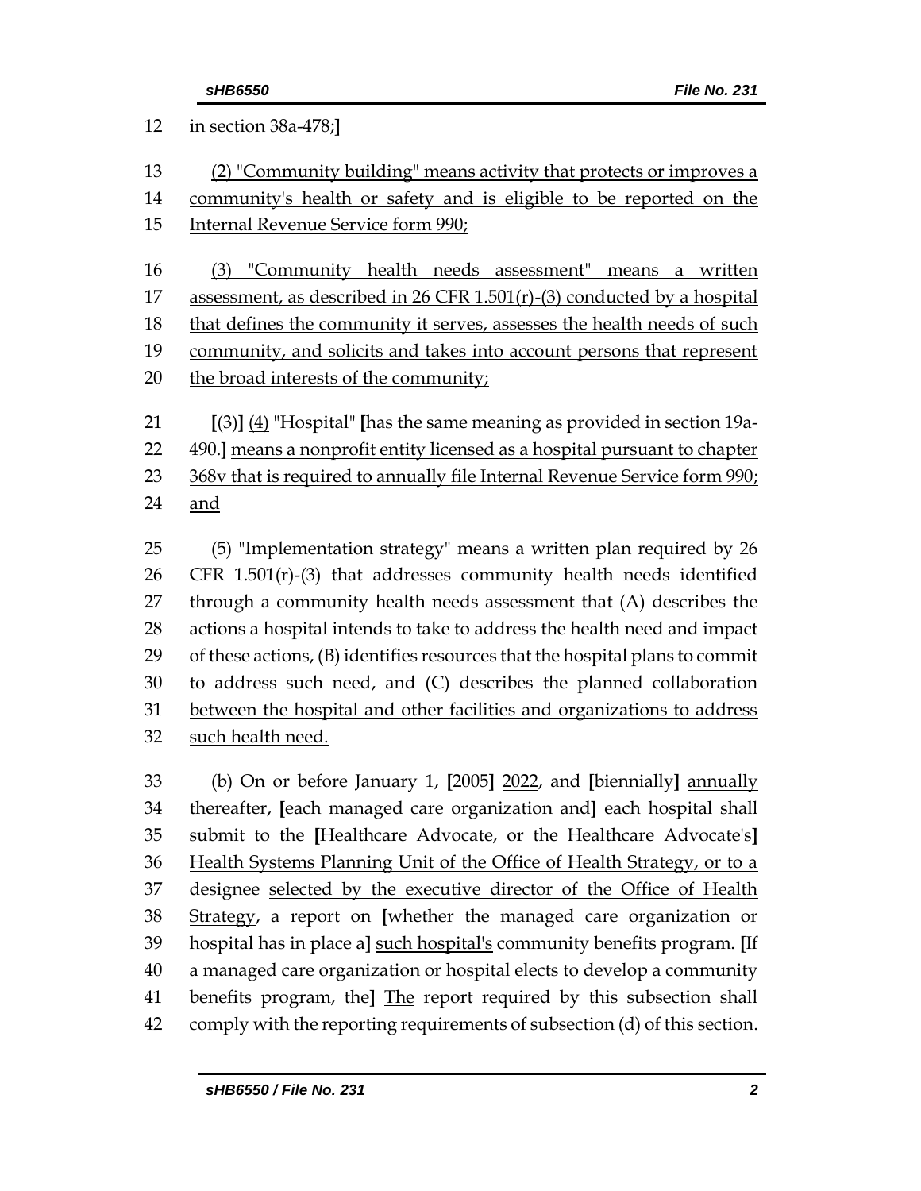in section 38a-478;]

(2) "Community building" means activity that protects or improves a community's health or safety and is eligible to be reported on the Internal Revenue Service form 990;

(3) "Community health needs assessment" means a written assessment, as described in 26 CFR 1.501(r)-(3) conducted by a hospital that defines the community it serves, assesses the health needs of such community, and solicits and takes into account persons that represent the broad interests of the community;

[(3)] (4) "Hospital" [has the same meaning as provided in section 19a-490.] means a nonprofit entity licensed as a hospital pursuant to chapter 368v that is required to annually file Internal Revenue Service form 990; and

(5) "Implementation strategy" means a written plan required by 26 CFR 1.501(r)-(3) that addresses community health needs identified through a community health needs assessment that (A) describes the actions a hospital intends to take to address the health need and impact of these actions, (B) identifies resources that the hospital plans to commit to address such need, and (C) describes the planned collaboration between the hospital and other facilities and organizations to address such health need.

(b) On or before January 1, [2005] 2022, and [biennially] annually thereafter, [each managed care organization and] each hospital shall submit to the [Healthcare Advocate, or the Healthcare Advocate's] Health Systems Planning Unit of the Office of Health Strategy, or to a designee selected by the executive director of the Office of Health Strategy, a report on [whether the managed care organization or hospital has in place a] such hospital's community benefits program. [If a managed care organization or hospital elects to develop a community benefits program, the] The report required by this subsection shall comply with the reporting requirements of subsection (d) of this section.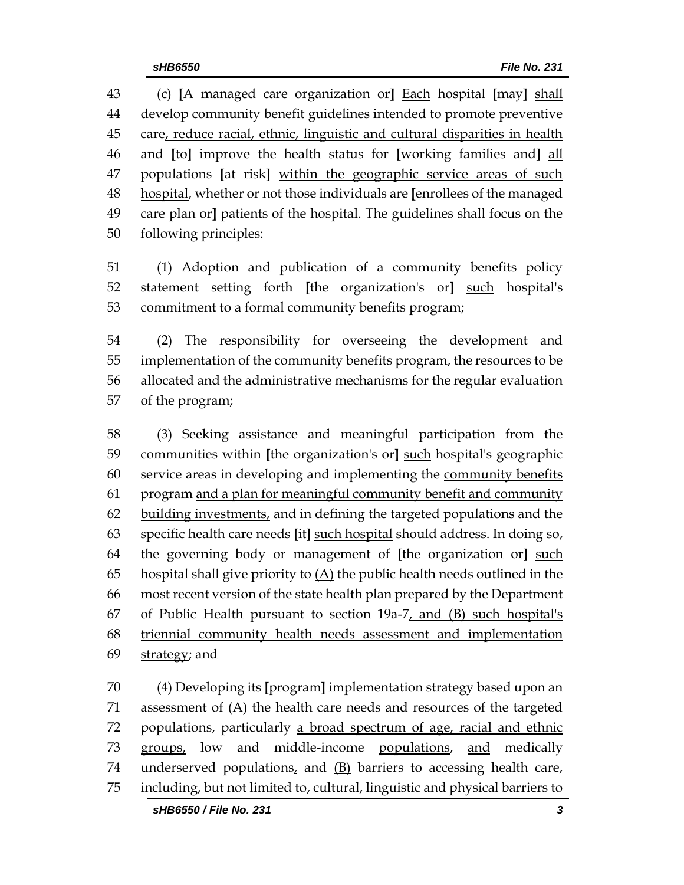43 (c) [A managed care organization or] Each hospital [may] shall develop community benefit guidelines intended to promote preventive care, reduce racial, ethnic, linguistic and cultural disparities in health and [to] improve the health status for [working families and] all populations [at risk] within the geographic service areas of such hospital, whether or not those individuals are [enrollees of the managed care plan or] patients of the hospital. The guidelines shall focus on the following principles:

51 (1) Adoption and publication of a community benefits policy statement setting forth [the organization's or] such hospital's commitment to a formal community benefits program;

54 (2) The responsibility for overseeing the development and implementation of the community benefits program, the resources to be allocated and the administrative mechanisms for the regular evaluation of the program;

58 (3) Seeking assistance and meaningful participation from the communities within [the organization's or] such hospital's geographic service areas in developing and implementing the community benefits program and a plan for meaningful community benefit and community building investments, and in defining the targeted populations and the specific health care needs [it] such hospital should address. In doing so, the governing body or management of [the organization or] such hospital shall give priority to (A) the public health needs outlined in the most recent version of the state health plan prepared by the Department of Public Health pursuant to section 19a-7, and (B) such hospital's triennial community health needs assessment and implementation strategy; and

70 (4) Developing its [program] implementation strategy based upon an assessment of (A) the health care needs and resources of the targeted populations, particularly a broad spectrum of age, racial and ethnic groups, low and middle-income populations, and medically underserved populations, and (B) barriers to accessing health care, including, but not limited to, cultural, linguistic and physical barriers to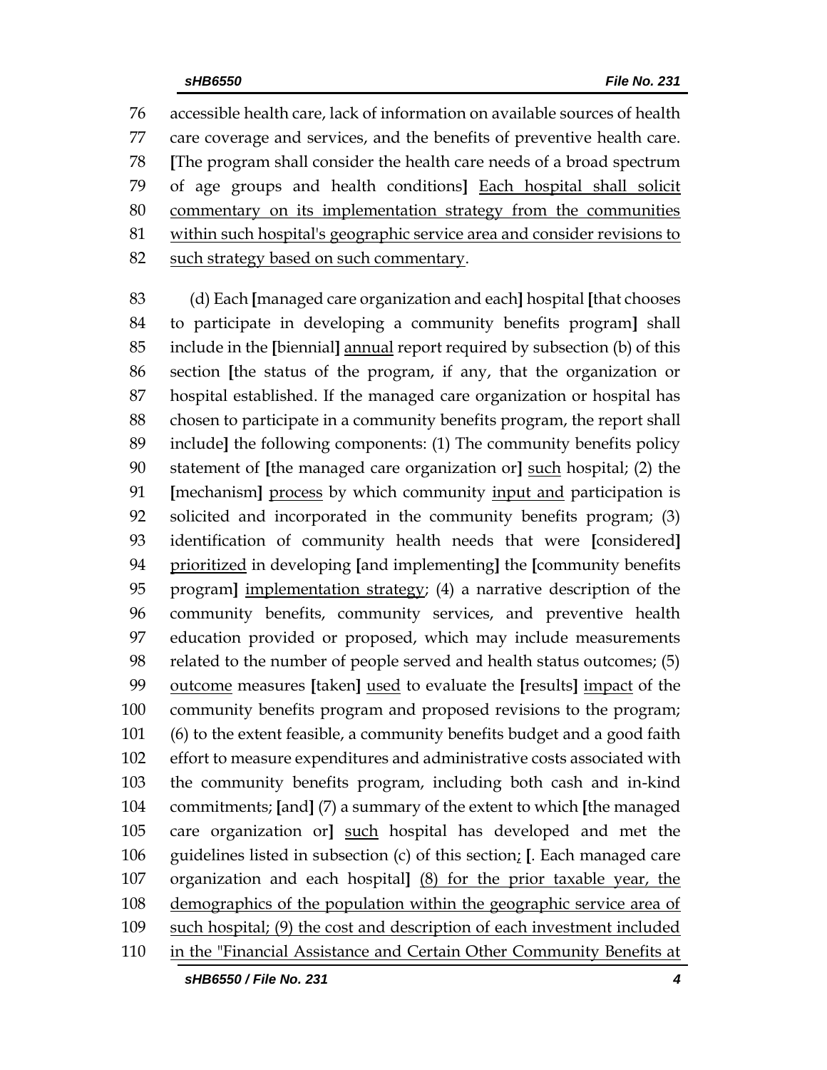76 accessible health care, lack of information on available sources of health
77 care coverage and services, and the benefits of preventive health care.
78 **[**The program shall consider the health care needs of a broad spectrum
79 of age groups and health conditions**]** <u>Each hospital shall solicit</u>
80 <u>commentary on its implementation strategy from the communities</u>
81 <u>within such hospital's geographic service area and consider revisions to</u>
82 <u>such strategy based on such commentary</u>.

83 (d) Each **[**managed care organization and each**]** hospital **[**that chooses
84 to participate in developing a community benefits program**]** shall
85 include in the **[**biennial**]** <u>annual</u> report required by subsection (b) of this
86 section **[**the status of the program, if any, that the organization or
87 hospital established. If the managed care organization or hospital has
88 chosen to participate in a community benefits program, the report shall
89 include**]** the following components: (1) The community benefits policy
90 statement of **[**the managed care organization or**]** <u>such</u> hospital; (2) the
91 **[**mechanism**]** <u>process</u> by which community <u>input and</u> participation is
92 solicited and incorporated in the community benefits program; (3)
93 identification of community health needs that were **[**considered**]**
94 <u>prioritized</u> in developing **[**and implementing**]** the **[**community benefits
95 program**]** <u>implementation strategy</u>; (4) a narrative description of the
96 community benefits, community services, and preventive health
97 education provided or proposed, which may include measurements
98 related to the number of people served and health status outcomes; (5)
99 <u>outcome</u> measures **[**taken**]** <u>used</u> to evaluate the **[**results**]** <u>impact</u> of the
100 community benefits program and proposed revisions to the program;
101 (6) to the extent feasible, a community benefits budget and a good faith
102 effort to measure expenditures and administrative costs associated with
103 the community benefits program, including both cash and in-kind
104 commitments; **[**and**]** (7) a summary of the extent to which **[**the managed
105 care organization or**]** <u>such</u> hospital has developed and met the
106 guidelines listed in subsection (c) of this section<u>;</u> **[**. Each managed care
107 organization and each hospital**]** <u>(8) for the prior taxable year, the</u>
108 <u>demographics of the population within the geographic service area of</u>
109 <u>such hospital; (9) the cost and description of each investment included</u>
110 <u>in the "Financial Assistance and Certain Other Community Benefits at</u>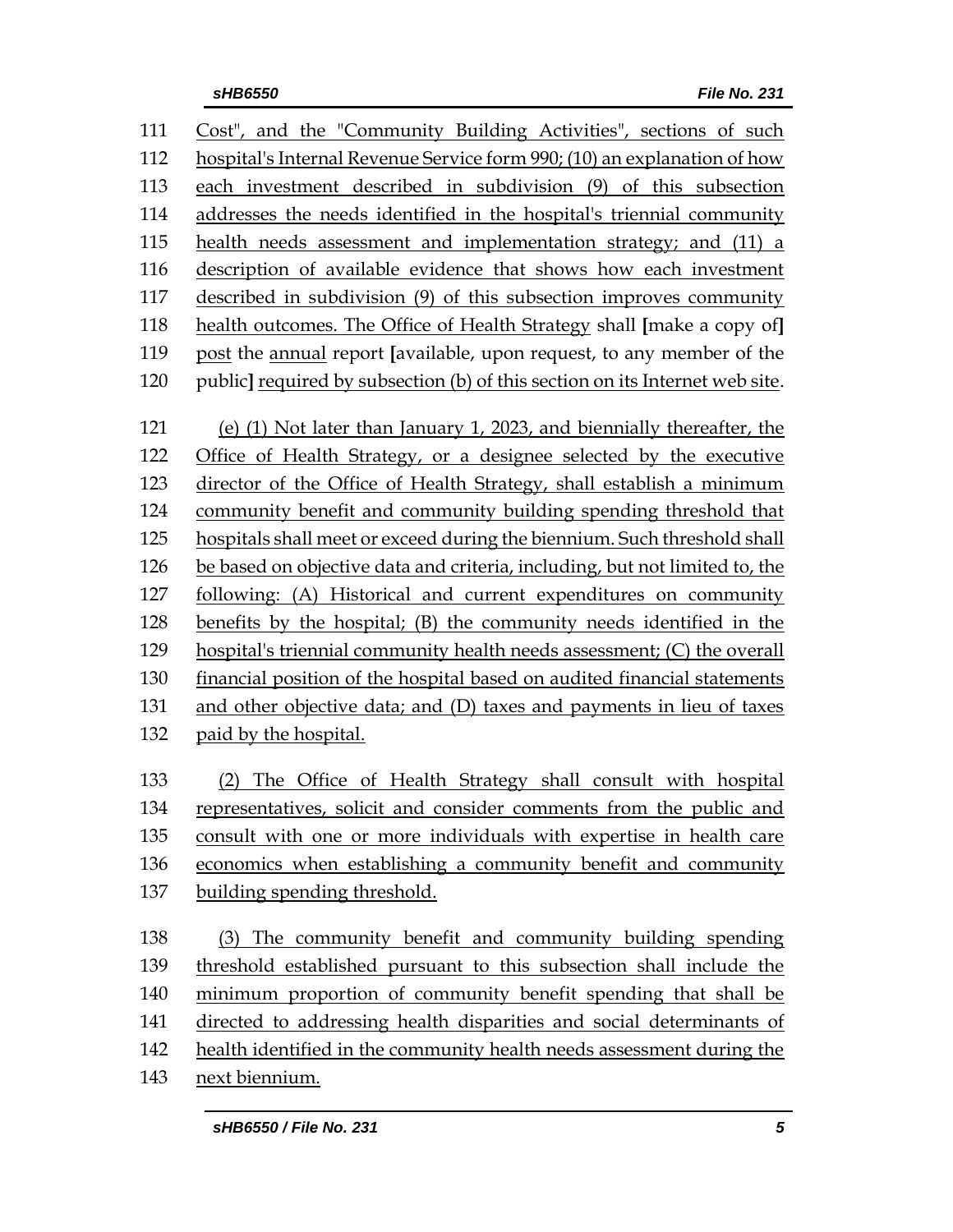Cost", and the "Community Building Activities", sections of such hospital's Internal Revenue Service form 990; (10) an explanation of how each investment described in subdivision (9) of this subsection addresses the needs identified in the hospital's triennial community health needs assessment and implementation strategy; and (11) a description of available evidence that shows how each investment described in subdivision (9) of this subsection improves community health outcomes. The Office of Health Strategy shall **[**make a copy of**]** post the annual report **[**available, upon request, to any member of the public**]** required by subsection (b) of this section on its Internet web site.

(e) (1) Not later than January 1, 2023, and biennially thereafter, the Office of Health Strategy, or a designee selected by the executive director of the Office of Health Strategy, shall establish a minimum community benefit and community building spending threshold that hospitals shall meet or exceed during the biennium. Such threshold shall be based on objective data and criteria, including, but not limited to, the following: (A) Historical and current expenditures on community benefits by the hospital; (B) the community needs identified in the hospital's triennial community health needs assessment; (C) the overall financial position of the hospital based on audited financial statements and other objective data; and (D) taxes and payments in lieu of taxes paid by the hospital.

(2) The Office of Health Strategy shall consult with hospital representatives, solicit and consider comments from the public and consult with one or more individuals with expertise in health care economics when establishing a community benefit and community building spending threshold.

(3) The community benefit and community building spending threshold established pursuant to this subsection shall include the minimum proportion of community benefit spending that shall be directed to addressing health disparities and social determinants of health identified in the community health needs assessment during the next biennium.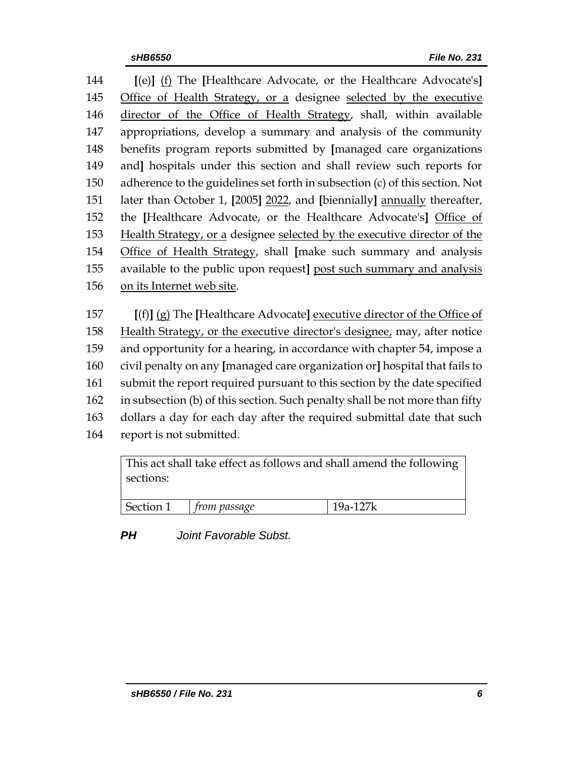144 [(e)] <u>(f)</u> The [Healthcare Advocate, or the Healthcare Advocate's] <u>Office of Health Strategy, or a</u> designee <u>selected by the executive director of the Office of Health Strategy</u>, shall, within available appropriations, develop a summary and analysis of the community benefits program reports submitted by [managed care organizations and] hospitals under this section and shall review such reports for adherence to the guidelines set forth in subsection (c) of this section. Not later than October 1, [2005] <u>2022</u>, and [biennially] <u>annually</u> thereafter, the [Healthcare Advocate, or the Healthcare Advocate's] <u>Office of Health Strategy, or a</u> designee <u>selected by the executive director of the Office of Health Strategy</u>, shall [make such summary and analysis available to the public upon request] <u>post such summary and analysis on its Internet web site</u>.

157 [(f)] <u>(g)</u> The [Healthcare Advocate] <u>executive director of the Office of Health Strategy, or the executive director's designee,</u> may, after notice and opportunity for a hearing, in accordance with chapter 54, impose a civil penalty on any [managed care organization or] hospital that fails to submit the report required pursuant to this section by the date specified in subsection (b) of this section. Such penalty shall be not more than fifty dollars a day for each day after the required submittal date that such report is not submitted.

| This act shall take effect as follows and shall amend the following sections: | | |
|---|---|---|
| Section 1 | *from passage* | 19a-127k |

***PH*** *Joint Favorable Subst.*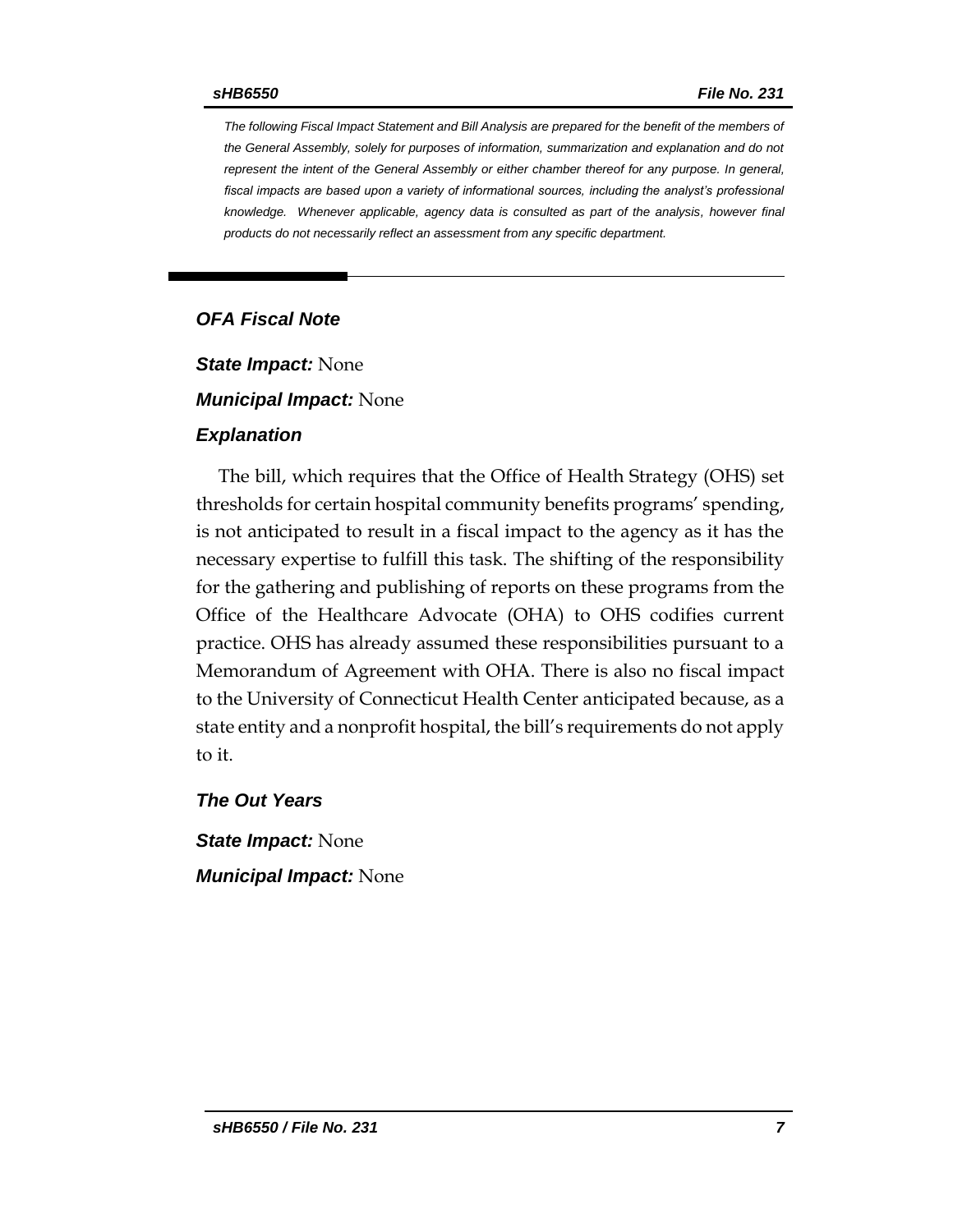*The following Fiscal Impact Statement and Bill Analysis are prepared for the benefit of the members of the General Assembly, solely for purposes of information, summarization and explanation and do not represent the intent of the General Assembly or either chamber thereof for any purpose. In general, fiscal impacts are based upon a variety of informational sources, including the analyst's professional knowledge. Whenever applicable, agency data is consulted as part of the analysis, however final products do not necessarily reflect an assessment from any specific department.*

---

## *OFA Fiscal Note*

***State Impact:*** None

***Municipal Impact:*** None

### *Explanation*

The bill, which requires that the Office of Health Strategy (OHS) set thresholds for certain hospital community benefits programs' spending, is not anticipated to result in a fiscal impact to the agency as it has the necessary expertise to fulfill this task. The shifting of the responsibility for the gathering and publishing of reports on these programs from the Office of the Healthcare Advocate (OHA) to OHS codifies current practice. OHS has already assumed these responsibilities pursuant to a Memorandum of Agreement with OHA. There is also no fiscal impact to the University of Connecticut Health Center anticipated because, as a state entity and a nonprofit hospital, the bill's requirements do not apply to it.

### *The Out Years*

***State Impact:*** None

***Municipal Impact:*** None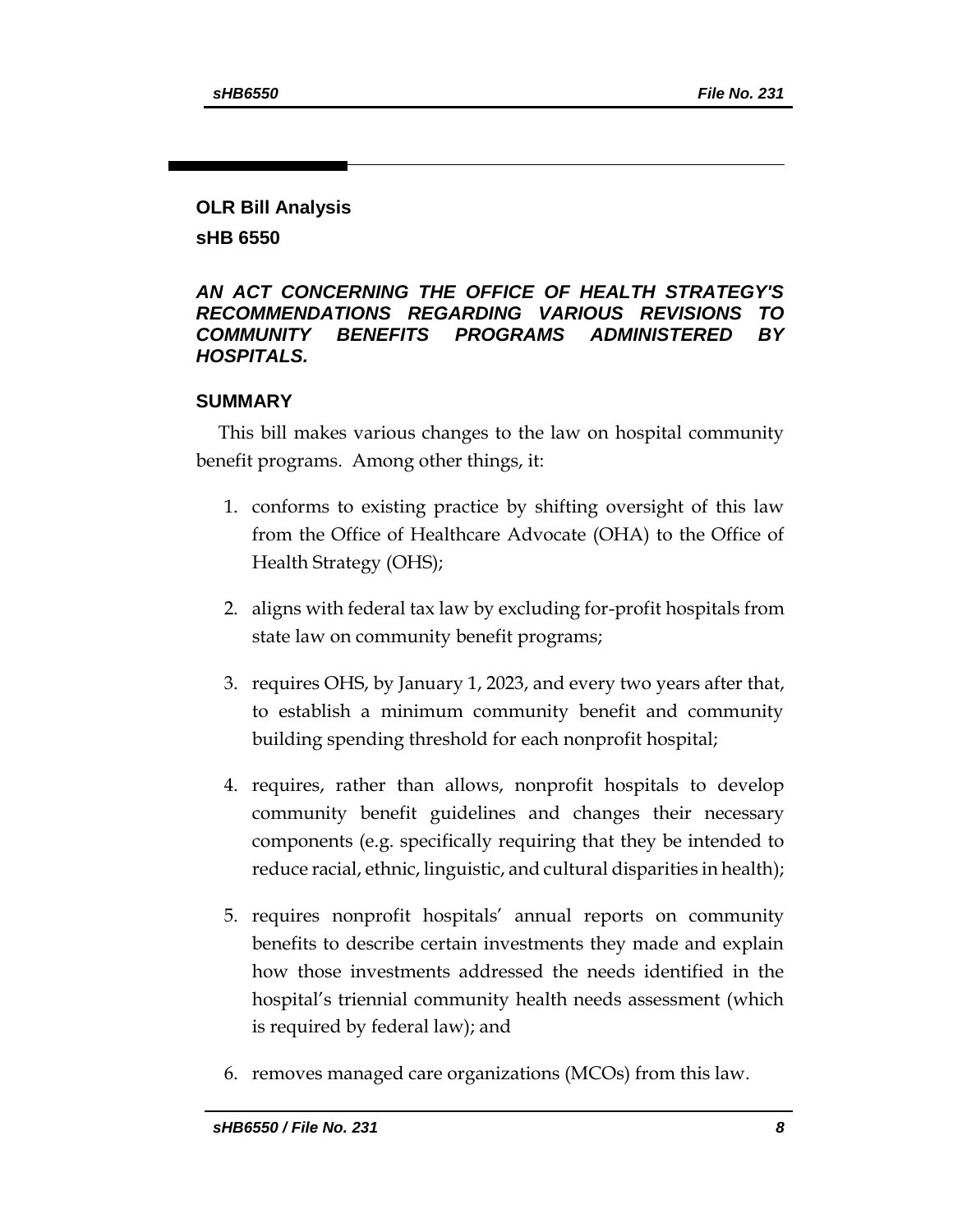**OLR Bill Analysis**

**sHB 6550**

***AN ACT CONCERNING THE OFFICE OF HEALTH STRATEGY'S RECOMMENDATIONS REGARDING VARIOUS REVISIONS TO COMMUNITY BENEFITS PROGRAMS ADMINISTERED BY HOSPITALS.***

## SUMMARY

This bill makes various changes to the law on hospital community benefit programs. Among other things, it:

1. conforms to existing practice by shifting oversight of this law from the Office of Healthcare Advocate (OHA) to the Office of Health Strategy (OHS);
2. aligns with federal tax law by excluding for-profit hospitals from state law on community benefit programs;
3. requires OHS, by January 1, 2023, and every two years after that, to establish a minimum community benefit and community building spending threshold for each nonprofit hospital;
4. requires, rather than allows, nonprofit hospitals to develop community benefit guidelines and changes their necessary components (e.g. specifically requiring that they be intended to reduce racial, ethnic, linguistic, and cultural disparities in health);
5. requires nonprofit hospitals' annual reports on community benefits to describe certain investments they made and explain how those investments addressed the needs identified in the hospital's triennial community health needs assessment (which is required by federal law); and
6. removes managed care organizations (MCOs) from this law.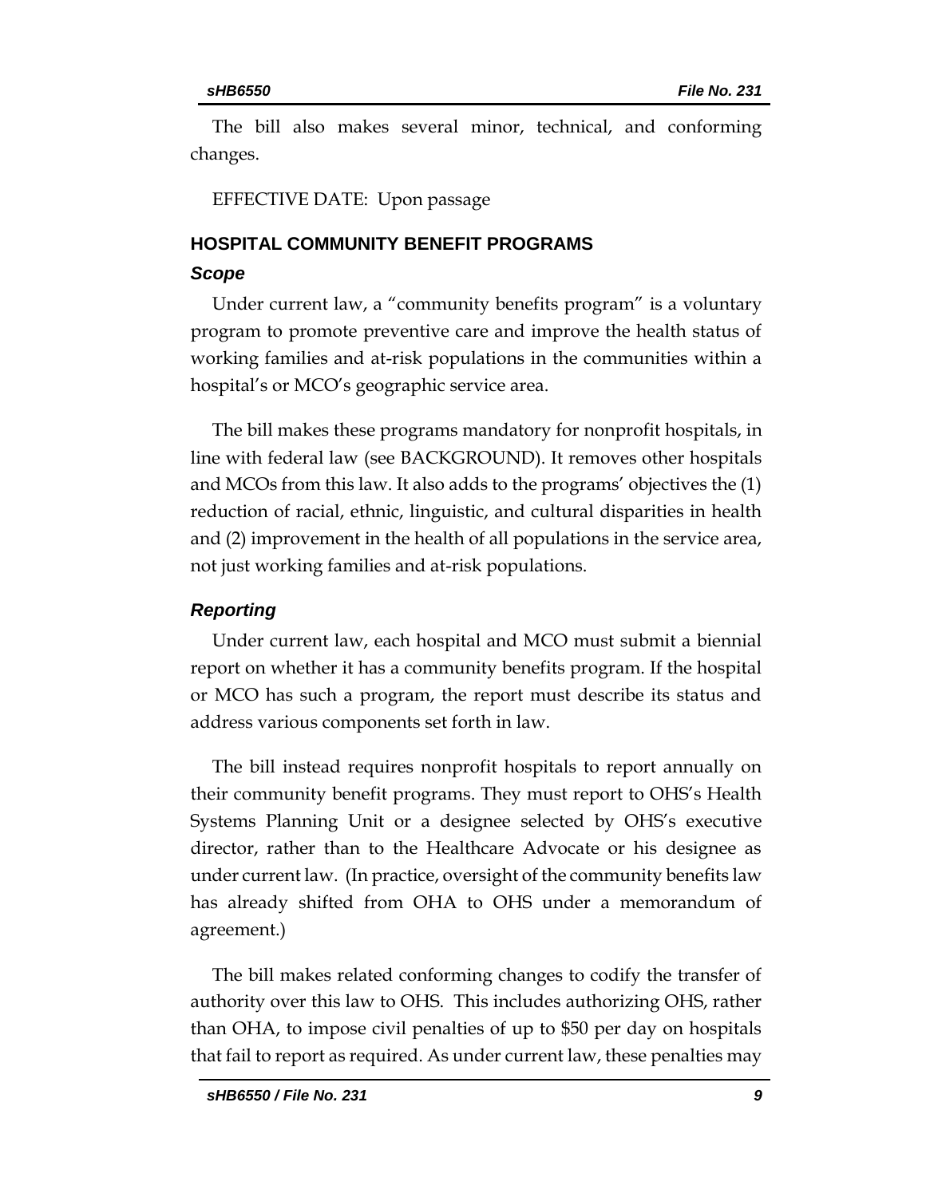The bill also makes several minor, technical, and conforming changes.

EFFECTIVE DATE: Upon passage

## HOSPITAL COMMUNITY BENEFIT PROGRAMS

### *Scope*

Under current law, a "community benefits program" is a voluntary program to promote preventive care and improve the health status of working families and at-risk populations in the communities within a hospital's or MCO's geographic service area.

The bill makes these programs mandatory for nonprofit hospitals, in line with federal law (see BACKGROUND). It removes other hospitals and MCOs from this law. It also adds to the programs' objectives the (1) reduction of racial, ethnic, linguistic, and cultural disparities in health and (2) improvement in the health of all populations in the service area, not just working families and at-risk populations.

### *Reporting*

Under current law, each hospital and MCO must submit a biennial report on whether it has a community benefits program. If the hospital or MCO has such a program, the report must describe its status and address various components set forth in law.

The bill instead requires nonprofit hospitals to report annually on their community benefit programs. They must report to OHS's Health Systems Planning Unit or a designee selected by OHS's executive director, rather than to the Healthcare Advocate or his designee as under current law. (In practice, oversight of the community benefits law has already shifted from OHA to OHS under a memorandum of agreement.)

The bill makes related conforming changes to codify the transfer of authority over this law to OHS. This includes authorizing OHS, rather than OHA, to impose civil penalties of up to $50 per day on hospitals that fail to report as required. As under current law, these penalties may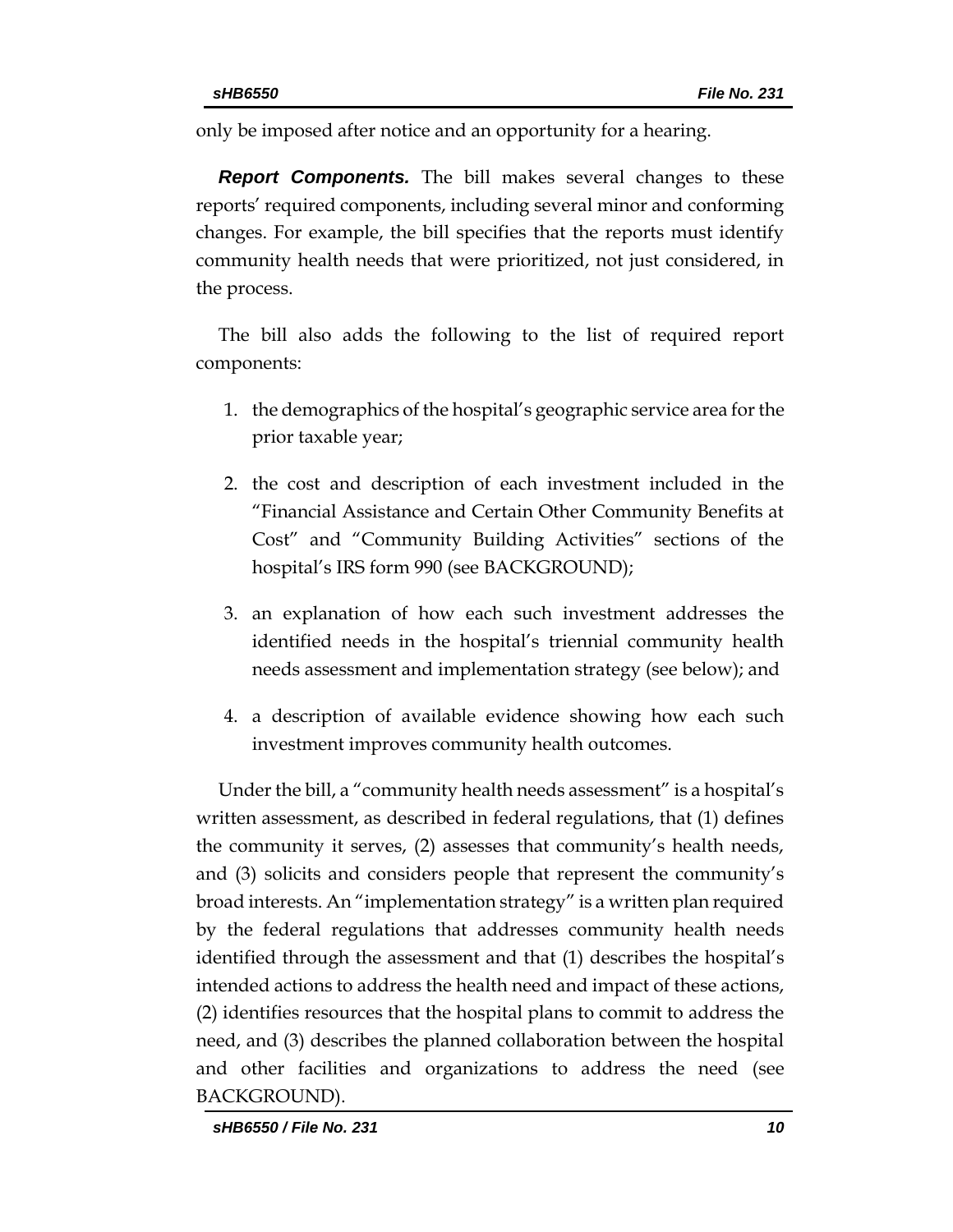only be imposed after notice and an opportunity for a hearing.

***Report Components.*** The bill makes several changes to these reports' required components, including several minor and conforming changes. For example, the bill specifies that the reports must identify community health needs that were prioritized, not just considered, in the process.

The bill also adds the following to the list of required report components:

1. the demographics of the hospital's geographic service area for the prior taxable year;
2. the cost and description of each investment included in the "Financial Assistance and Certain Other Community Benefits at Cost" and "Community Building Activities" sections of the hospital's IRS form 990 (see BACKGROUND);
3. an explanation of how each such investment addresses the identified needs in the hospital's triennial community health needs assessment and implementation strategy (see below); and
4. a description of available evidence showing how each such investment improves community health outcomes.

Under the bill, a "community health needs assessment" is a hospital's written assessment, as described in federal regulations, that (1) defines the community it serves, (2) assesses that community's health needs, and (3) solicits and considers people that represent the community's broad interests. An "implementation strategy" is a written plan required by the federal regulations that addresses community health needs identified through the assessment and that (1) describes the hospital's intended actions to address the health need and impact of these actions, (2) identifies resources that the hospital plans to commit to address the need, and (3) describes the planned collaboration between the hospital and other facilities and organizations to address the need (see BACKGROUND).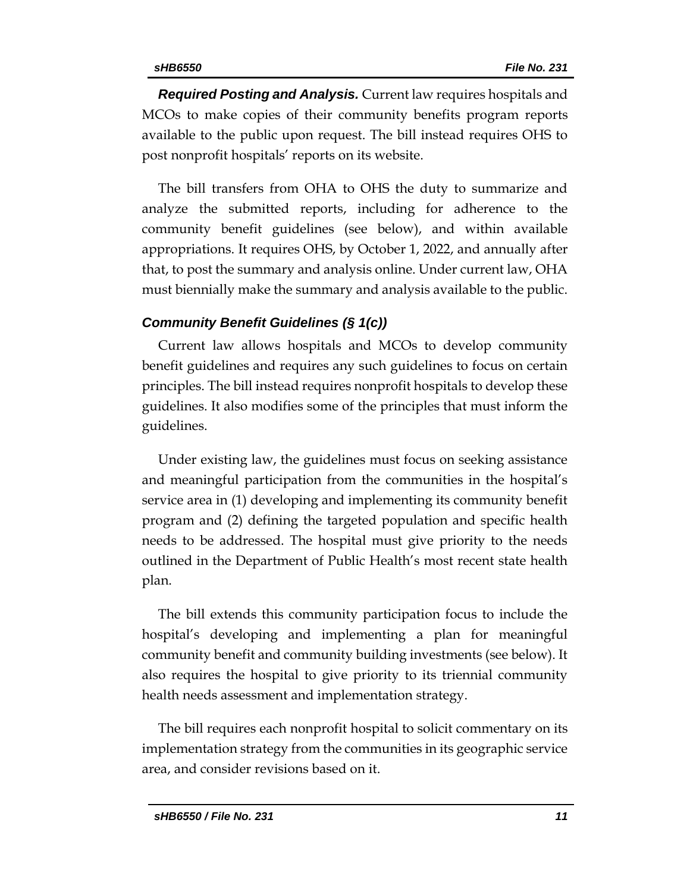***Required Posting and Analysis.*** Current law requires hospitals and MCOs to make copies of their community benefits program reports available to the public upon request. The bill instead requires OHS to post nonprofit hospitals' reports on its website.

The bill transfers from OHA to OHS the duty to summarize and analyze the submitted reports, including for adherence to the community benefit guidelines (see below), and within available appropriations. It requires OHS, by October 1, 2022, and annually after that, to post the summary and analysis online. Under current law, OHA must biennially make the summary and analysis available to the public.

### *Community Benefit Guidelines (§ 1(c))*

Current law allows hospitals and MCOs to develop community benefit guidelines and requires any such guidelines to focus on certain principles. The bill instead requires nonprofit hospitals to develop these guidelines. It also modifies some of the principles that must inform the guidelines.

Under existing law, the guidelines must focus on seeking assistance and meaningful participation from the communities in the hospital's service area in (1) developing and implementing its community benefit program and (2) defining the targeted population and specific health needs to be addressed. The hospital must give priority to the needs outlined in the Department of Public Health's most recent state health plan.

The bill extends this community participation focus to include the hospital's developing and implementing a plan for meaningful community benefit and community building investments (see below). It also requires the hospital to give priority to its triennial community health needs assessment and implementation strategy.

The bill requires each nonprofit hospital to solicit commentary on its implementation strategy from the communities in its geographic service area, and consider revisions based on it.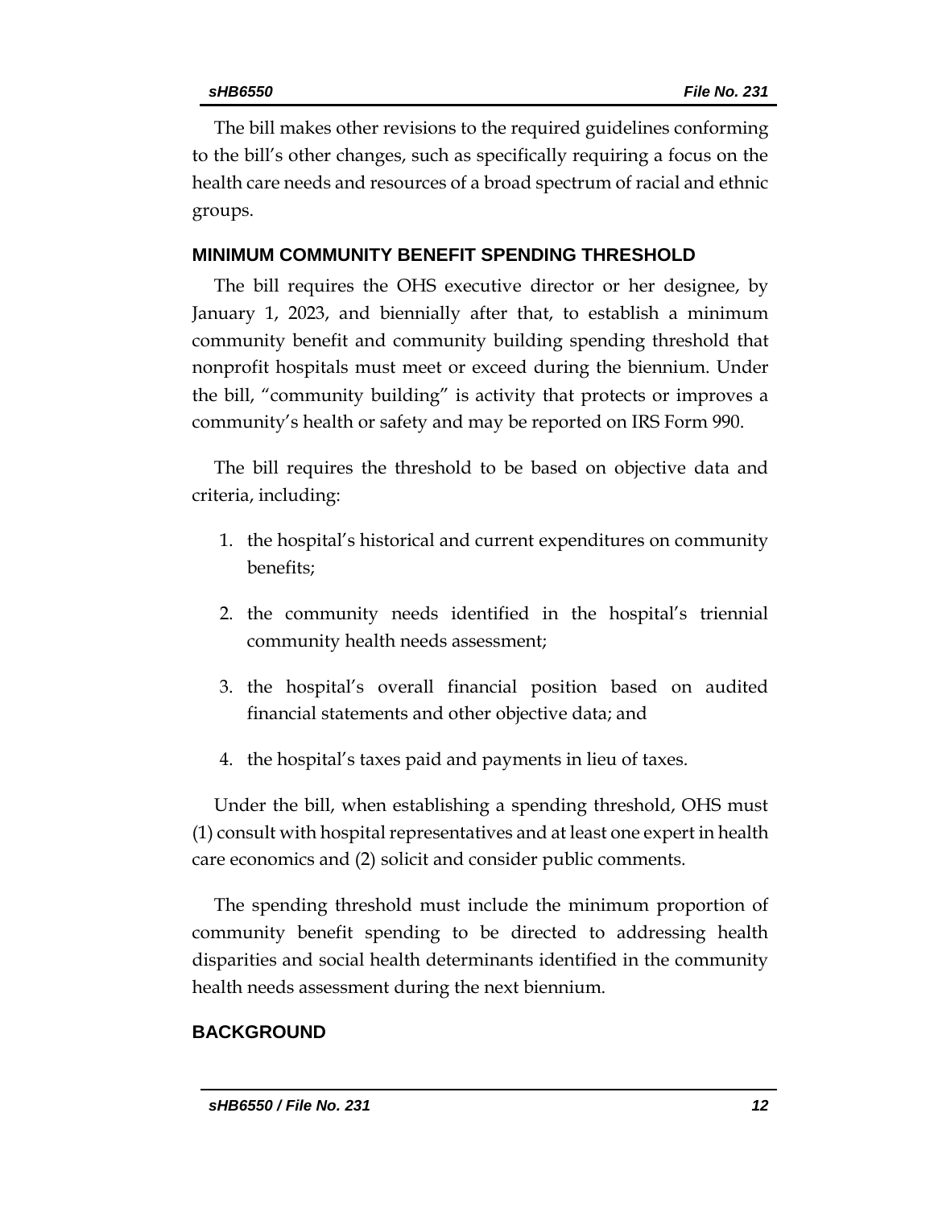The bill makes other revisions to the required guidelines conforming to the bill's other changes, such as specifically requiring a focus on the health care needs and resources of a broad spectrum of racial and ethnic groups.

## MINIMUM COMMUNITY BENEFIT SPENDING THRESHOLD

The bill requires the OHS executive director or her designee, by January 1, 2023, and biennially after that, to establish a minimum community benefit and community building spending threshold that nonprofit hospitals must meet or exceed during the biennium. Under the bill, "community building" is activity that protects or improves a community's health or safety and may be reported on IRS Form 990.

The bill requires the threshold to be based on objective data and criteria, including:

1. the hospital's historical and current expenditures on community benefits;
2. the community needs identified in the hospital's triennial community health needs assessment;
3. the hospital's overall financial position based on audited financial statements and other objective data; and
4. the hospital's taxes paid and payments in lieu of taxes.

Under the bill, when establishing a spending threshold, OHS must (1) consult with hospital representatives and at least one expert in health care economics and (2) solicit and consider public comments.

The spending threshold must include the minimum proportion of community benefit spending to be directed to addressing health disparities and social health determinants identified in the community health needs assessment during the next biennium.

## BACKGROUND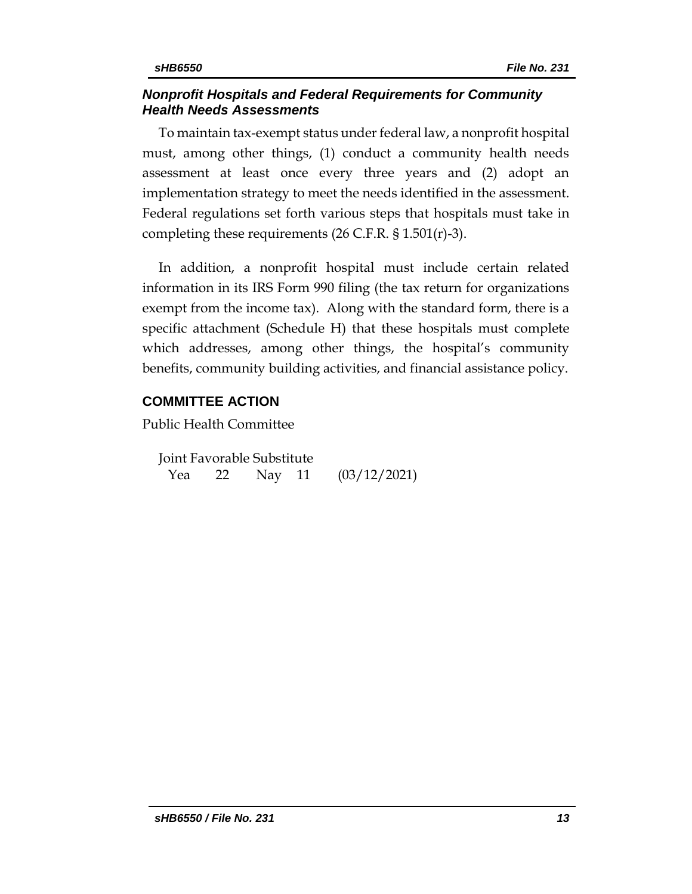### *Nonprofit Hospitals and Federal Requirements for Community Health Needs Assessments*

To maintain tax-exempt status under federal law, a nonprofit hospital must, among other things, (1) conduct a community health needs assessment at least once every three years and (2) adopt an implementation strategy to meet the needs identified in the assessment. Federal regulations set forth various steps that hospitals must take in completing these requirements (26 C.F.R. § 1.501(r)-3).

In addition, a nonprofit hospital must include certain related information in its IRS Form 990 filing (the tax return for organizations exempt from the income tax). Along with the standard form, there is a specific attachment (Schedule H) that these hospitals must complete which addresses, among other things, the hospital's community benefits, community building activities, and financial assistance policy.

## COMMITTEE ACTION

Public Health Committee

| | | | | |
|---|---|---|---|---|
| Joint Favorable Substitute | | | | |
| Yea | 22 | Nay | 11 | (03/12/2021) |